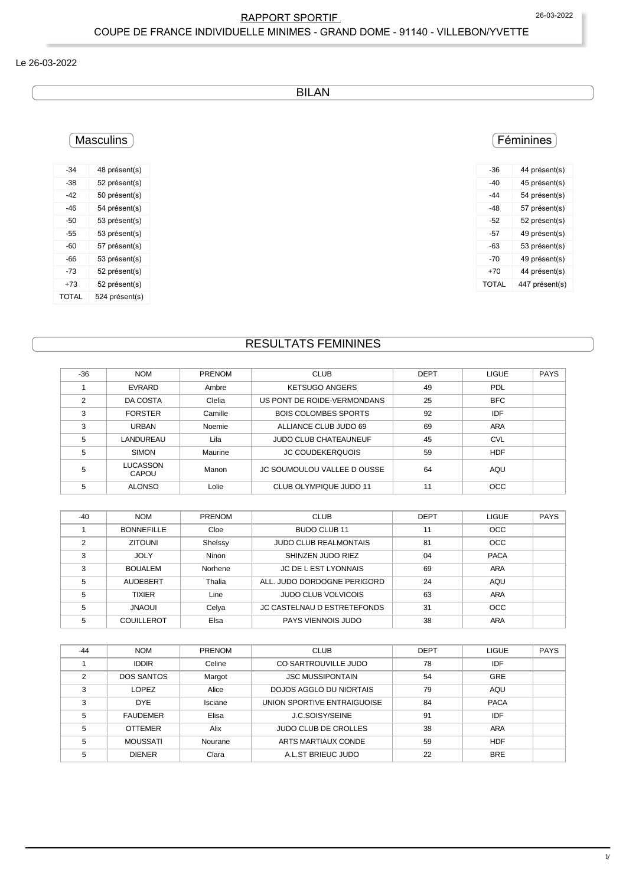RAPPORT SPORTIF

COUPE DE FRANCE INDIVIDUELLE MINIMES - GRAND DOME - 91140 - VILLEBON/YVETTE

Le 26-03-2022

## BILAN

### Masculins

| | |
|---|---|
| -34 | 48 présent(s) |
| -38 | 52 présent(s) |
| -42 | 50 présent(s) |
| -46 | 54 présent(s) |
| -50 | 53 présent(s) |
| -55 | 53 présent(s) |
| -60 | 57 présent(s) |
| -66 | 53 présent(s) |
| -73 | 52 présent(s) |
| +73 | 52 présent(s) |
| TOTAL | 524 présent(s) |

### Féminines

| | |
|---|---|
| -36 | 44 présent(s) |
| -40 | 45 présent(s) |
| -44 | 54 présent(s) |
| -48 | 57 présent(s) |
| -52 | 52 présent(s) |
| -57 | 49 présent(s) |
| -63 | 53 présent(s) |
| -70 | 49 présent(s) |
| +70 | 44 présent(s) |
| TOTAL | 447 présent(s) |

## RESULTATS FEMININES

| -36 | NOM | PRENOM | CLUB | DEPT | LIGUE | PAYS |
|---|---|---|---|---|---|---|
| 1 | EVRARD | Ambre | KETSUGO ANGERS | 49 | PDL | |
| 2 | DA COSTA | Clelia | US PONT DE ROIDE-VERMONDANS | 25 | BFC | |
| 3 | FORSTER | Camille | BOIS COLOMBES SPORTS | 92 | IDF | |
| 3 | URBAN | Noemie | ALLIANCE CLUB JUDO 69 | 69 | ARA | |
| 5 | LANDUREAU | Lila | JUDO CLUB CHATEAUNEUF | 45 | CVL | |
| 5 | SIMON | Maurine | JC COUDEKERQUOIS | 59 | HDF | |
| 5 | LUCASSON CAPOU | Manon | JC SOUMOULOU VALLEE D OUSSE | 64 | AQU | |
| 5 | ALONSO | Lolie | CLUB OLYMPIQUE JUDO 11 | 11 | OCC | |

| -40 | NOM | PRENOM | CLUB | DEPT | LIGUE | PAYS |
|---|---|---|---|---|---|---|
| 1 | BONNEFILLE | Cloe | BUDO CLUB 11 | 11 | OCC | |
| 2 | ZITOUNI | Shelssy | JUDO CLUB REALMONTAIS | 81 | OCC | |
| 3 | JOLY | Ninon | SHINZEN JUDO RIEZ | 04 | PACA | |
| 3 | BOUALEM | Norhene | JC DE L EST LYONNAIS | 69 | ARA | |
| 5 | AUDEBERT | Thalia | ALL. JUDO DORDOGNE PERIGORD | 24 | AQU | |
| 5 | TIXIER | Line | JUDO CLUB VOLVICOIS | 63 | ARA | |
| 5 | JNAOUI | Celya | JC CASTELNAU D ESTRETEFONDS | 31 | OCC | |
| 5 | COUILLEROT | Elsa | PAYS VIENNOIS JUDO | 38 | ARA | |

| -44 | NOM | PRENOM | CLUB | DEPT | LIGUE | PAYS |
|---|---|---|---|---|---|---|
| 1 | IDDIR | Celine | CO SARTROUVILLE JUDO | 78 | IDF | |
| 2 | DOS SANTOS | Margot | JSC MUSSIPONTAIN | 54 | GRE | |
| 3 | LOPEZ | Alice | DOJOS AGGLO DU NIORTAIS | 79 | AQU | |
| 3 | DYE | Isciane | UNION SPORTIVE ENTRAIGUOISE | 84 | PACA | |
| 5 | FAUDEMER | Elisa | J.C.SOISY/SEINE | 91 | IDF | |
| 5 | OTTEMER | Alix | JUDO CLUB DE CROLLES | 38 | ARA | |
| 5 | MOUSSATI | Nourane | ARTS MARTIAUX CONDE | 59 | HDF | |
| 5 | DIENER | Clara | A.L.ST BRIEUC JUDO | 22 | BRE | |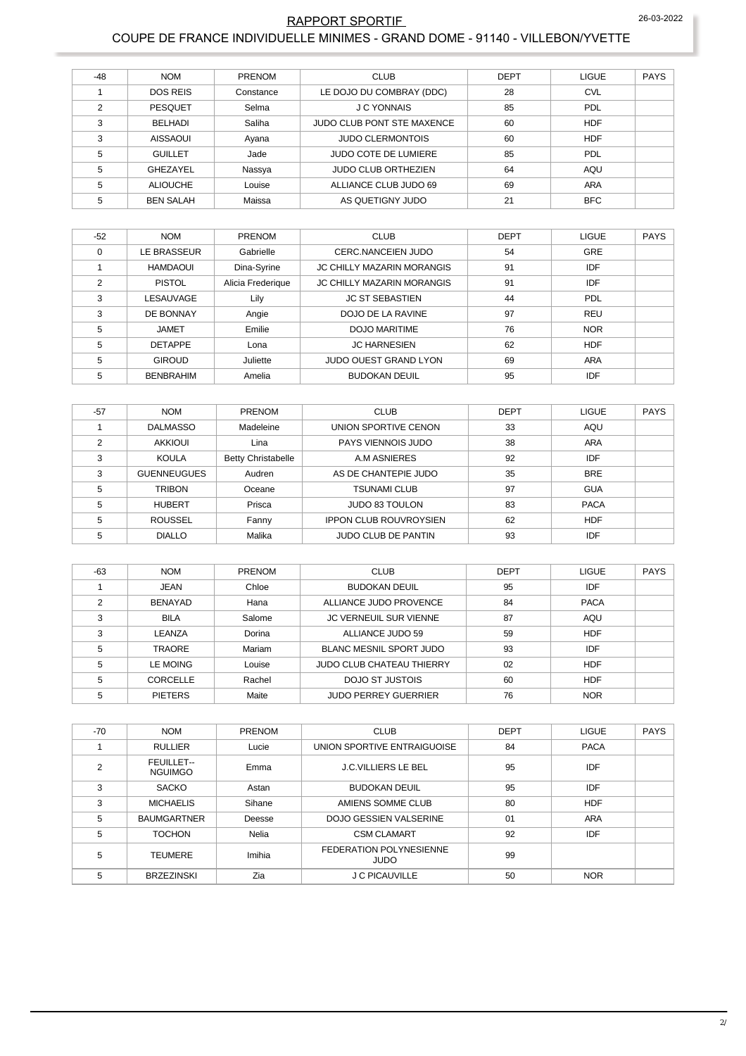## RAPPORT SPORTIF

## COUPE DE FRANCE INDIVIDUELLE MINIMES - GRAND DOME - 91140 - VILLEBON/YVETTE

| -48 | NOM | PRENOM | CLUB | DEPT | LIGUE | PAYS |
|---|---|---|---|---|---|---|
| 1 | DOS REIS | Constance | LE DOJO DU COMBRAY (DDC) | 28 | CVL | |
| 2 | PESQUET | Selma | J C YONNAIS | 85 | PDL | |
| 3 | BELHADI | Saliha | JUDO CLUB PONT STE MAXENCE | 60 | HDF | |
| 3 | AISSAOUI | Ayana | JUDO CLERMONTOIS | 60 | HDF | |
| 5 | GUILLET | Jade | JUDO COTE DE LUMIERE | 85 | PDL | |
| 5 | GHEZAYEL | Nassya | JUDO CLUB ORTHEZIEN | 64 | AQU | |
| 5 | ALIOUCHE | Louise | ALLIANCE CLUB JUDO 69 | 69 | ARA | |
| 5 | BEN SALAH | Maissa | AS QUETIGNY JUDO | 21 | BFC | |

| -52 | NOM | PRENOM | CLUB | DEPT | LIGUE | PAYS |
|---|---|---|---|---|---|---|
| 0 | LE BRASSEUR | Gabrielle | CERC.NANCEIEN JUDO | 54 | GRE | |
| 1 | HAMDAOUI | Dina-Syrine | JC CHILLY MAZARIN MORANGIS | 91 | IDF | |
| 2 | PISTOL | Alicia Frederique | JC CHILLY MAZARIN MORANGIS | 91 | IDF | |
| 3 | LESAUVAGE | Lily | JC ST SEBASTIEN | 44 | PDL | |
| 3 | DE BONNAY | Angie | DOJO DE LA RAVINE | 97 | REU | |
| 5 | JAMET | Emilie | DOJO MARITIME | 76 | NOR | |
| 5 | DETAPPE | Lona | JC HARNESIEN | 62 | HDF | |
| 5 | GIROUD | Juliette | JUDO OUEST GRAND LYON | 69 | ARA | |
| 5 | BENBRAHIM | Amelia | BUDOKAN DEUIL | 95 | IDF | |

| -57 | NOM | PRENOM | CLUB | DEPT | LIGUE | PAYS |
|---|---|---|---|---|---|---|
| 1 | DALMASSO | Madeleine | UNION SPORTIVE CENON | 33 | AQU | |
| 2 | AKKIOUI | Lina | PAYS VIENNOIS JUDO | 38 | ARA | |
| 3 | KOULA | Betty Christabelle | A.M ASNIERES | 92 | IDF | |
| 3 | GUENNEUGUES | Audren | AS DE CHANTEPIE JUDO | 35 | BRE | |
| 5 | TRIBON | Oceane | TSUNAMI CLUB | 97 | GUA | |
| 5 | HUBERT | Prisca | JUDO 83 TOULON | 83 | PACA | |
| 5 | ROUSSEL | Fanny | IPPON CLUB ROUVROYSIEN | 62 | HDF | |
| 5 | DIALLO | Malika | JUDO CLUB DE PANTIN | 93 | IDF | |

| -63 | NOM | PRENOM | CLUB | DEPT | LIGUE | PAYS |
|---|---|---|---|---|---|---|
| 1 | JEAN | Chloe | BUDOKAN DEUIL | 95 | IDF | |
| 2 | BENAYAD | Hana | ALLIANCE JUDO PROVENCE | 84 | PACA | |
| 3 | BILA | Salome | JC VERNEUIL SUR VIENNE | 87 | AQU | |
| 3 | LEANZA | Dorina | ALLIANCE JUDO 59 | 59 | HDF | |
| 5 | TRAORE | Mariam | BLANC MESNIL SPORT JUDO | 93 | IDF | |
| 5 | LE MOING | Louise | JUDO CLUB CHATEAU THIERRY | 02 | HDF | |
| 5 | CORCELLE | Rachel | DOJO ST JUSTOIS | 60 | HDF | |
| 5 | PIETERS | Maite | JUDO PERREY GUERRIER | 76 | NOR | |

| -70 | NOM | PRENOM | CLUB | DEPT | LIGUE | PAYS |
|---|---|---|---|---|---|---|
| 1 | RULLIER | Lucie | UNION SPORTIVE ENTRAIGUOISE | 84 | PACA | |
| 2 | FEUILLET--NGUIMGO | Emma | J.C.VILLIERS LE BEL | 95 | IDF | |
| 3 | SACKO | Astan | BUDOKAN DEUIL | 95 | IDF | |
| 3 | MICHAELIS | Sihane | AMIENS SOMME CLUB | 80 | HDF | |
| 5 | BAUMGARTNER | Deesse | DOJO GESSIEN VALSERINE | 01 | ARA | |
| 5 | TOCHON | Nelia | CSM CLAMART | 92 | IDF | |
| 5 | TEUMERE | Imihia | FEDERATION POLYNESIENNE JUDO | 99 | | |
| 5 | BRZEZINSKI | Zia | J C PICAUVILLE | 50 | NOR | |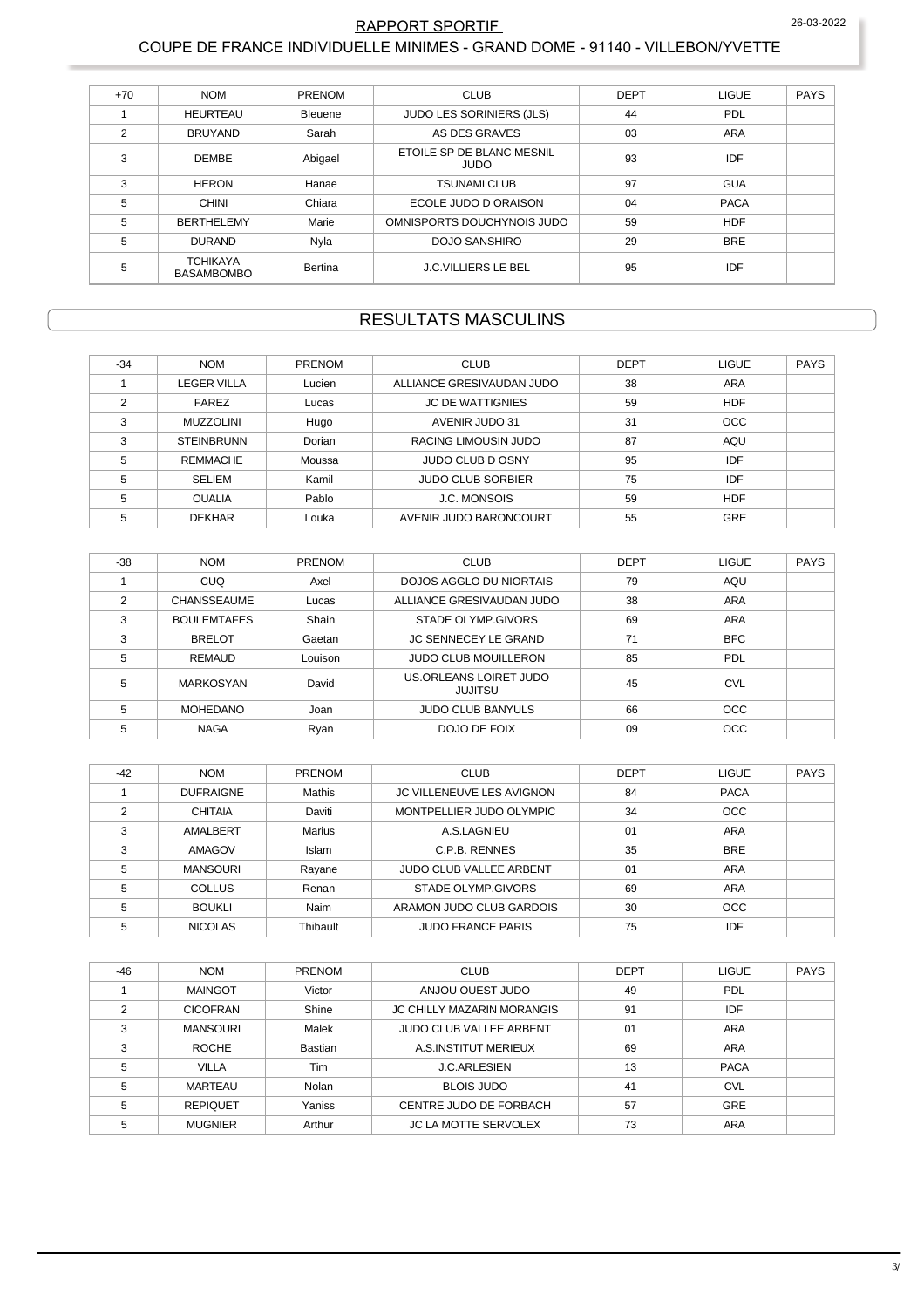| +70 | NOM | PRENOM | CLUB | DEPT | LIGUE | PAYS |
|---|---|---|---|---|---|---|
| 1 | HEURTEAU | Bleuene | JUDO LES SORINIERS (JLS) | 44 | PDL | |
| 2 | BRUYAND | Sarah | AS DES GRAVES | 03 | ARA | |
| 3 | DEMBE | Abigael | ETOILE SP DE BLANC MESNIL JUDO | 93 | IDF | |
| 3 | HERON | Hanae | TSUNAMI CLUB | 97 | GUA | |
| 5 | CHINI | Chiara | ECOLE JUDO D ORAISON | 04 | PACA | |
| 5 | BERTHELEMY | Marie | OMNISPORTS DOUCHYNOIS JUDO | 59 | HDF | |
| 5 | DURAND | Nyla | DOJO SANSHIRO | 29 | BRE | |
| 5 | TCHIKAYA BASAMBOMBO | Bertina | J.C.VILLIERS LE BEL | 95 | IDF | |

## RESULTATS MASCULINS

| -34 | NOM | PRENOM | CLUB | DEPT | LIGUE | PAYS |
|---|---|---|---|---|---|---|
| 1 | LEGER VILLA | Lucien | ALLIANCE GRESIVAUDAN JUDO | 38 | ARA | |
| 2 | FAREZ | Lucas | JC DE WATTIGNIES | 59 | HDF | |
| 3 | MUZZOLINI | Hugo | AVENIR JUDO 31 | 31 | OCC | |
| 3 | STEINBRUNN | Dorian | RACING LIMOUSIN JUDO | 87 | AQU | |
| 5 | REMMACHE | Moussa | JUDO CLUB D OSNY | 95 | IDF | |
| 5 | SELIEM | Kamil | JUDO CLUB SORBIER | 75 | IDF | |
| 5 | OUALIA | Pablo | J.C. MONSOIS | 59 | HDF | |
| 5 | DEKHAR | Louka | AVENIR JUDO BARONCOURT | 55 | GRE | |

| -38 | NOM | PRENOM | CLUB | DEPT | LIGUE | PAYS |
|---|---|---|---|---|---|---|
| 1 | CUQ | Axel | DOJOS AGGLO DU NIORTAIS | 79 | AQU | |
| 2 | CHANSSEAUME | Lucas | ALLIANCE GRESIVAUDAN JUDO | 38 | ARA | |
| 3 | BOULEMTAFES | Shain | STADE OLYMP.GIVORS | 69 | ARA | |
| 3 | BRELOT | Gaetan | JC SENNECEY LE GRAND | 71 | BFC | |
| 5 | REMAUD | Louison | JUDO CLUB MOUILLERON | 85 | PDL | |
| 5 | MARKOSYAN | David | US.ORLEANS LOIRET JUDO JUJITSU | 45 | CVL | |
| 5 | MOHEDANO | Joan | JUDO CLUB BANYULS | 66 | OCC | |
| 5 | NAGA | Ryan | DOJO DE FOIX | 09 | OCC | |

| -42 | NOM | PRENOM | CLUB | DEPT | LIGUE | PAYS |
|---|---|---|---|---|---|---|
| 1 | DUFRAIGNE | Mathis | JC VILLENEUVE LES AVIGNON | 84 | PACA | |
| 2 | CHITAIA | Daviti | MONTPELLIER JUDO OLYMPIC | 34 | OCC | |
| 3 | AMALBERT | Marius | A.S.LAGNIEU | 01 | ARA | |
| 3 | AMAGOV | Islam | C.P.B. RENNES | 35 | BRE | |
| 5 | MANSOURI | Rayane | JUDO CLUB VALLEE ARBENT | 01 | ARA | |
| 5 | COLLUS | Renan | STADE OLYMP.GIVORS | 69 | ARA | |
| 5 | BOUKLI | Naim | ARAMON JUDO CLUB GARDOIS | 30 | OCC | |
| 5 | NICOLAS | Thibault | JUDO FRANCE PARIS | 75 | IDF | |

| -46 | NOM | PRENOM | CLUB | DEPT | LIGUE | PAYS |
|---|---|---|---|---|---|---|
| 1 | MAINGOT | Victor | ANJOU OUEST JUDO | 49 | PDL | |
| 2 | CICOFRAN | Shine | JC CHILLY MAZARIN MORANGIS | 91 | IDF | |
| 3 | MANSOURI | Malek | JUDO CLUB VALLEE ARBENT | 01 | ARA | |
| 3 | ROCHE | Bastian | A.S.INSTITUT MERIEUX | 69 | ARA | |
| 5 | VILLA | Tim | J.C.ARLESIEN | 13 | PACA | |
| 5 | MARTEAU | Nolan | BLOIS JUDO | 41 | CVL | |
| 5 | REPIQUET | Yaniss | CENTRE JUDO DE FORBACH | 57 | GRE | |
| 5 | MUGNIER | Arthur | JC LA MOTTE SERVOLEX | 73 | ARA | |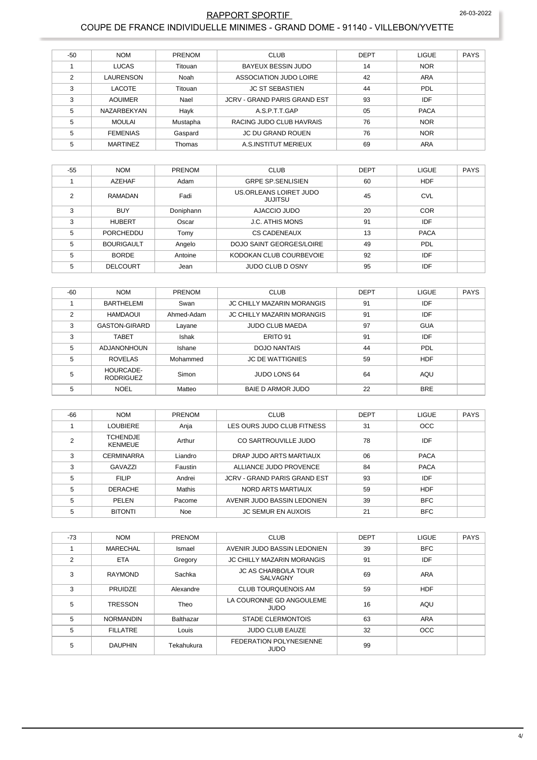## RAPPORT SPORTIF

## COUPE DE FRANCE INDIVIDUELLE MINIMES - GRAND DOME - 91140 - VILLEBON/YVETTE

26-03-2022

| -50 | NOM | PRENOM | CLUB | DEPT | LIGUE | PAYS |
|---|---|---|---|---|---|---|
| 1 | LUCAS | Titouan | BAYEUX BESSIN JUDO | 14 | NOR | |
| 2 | LAURENSON | Noah | ASSOCIATION JUDO LOIRE | 42 | ARA | |
| 3 | LACOTE | Titouan | JC ST SEBASTIEN | 44 | PDL | |
| 3 | AOUIMER | Nael | JCRV - GRAND PARIS GRAND EST | 93 | IDF | |
| 5 | NAZARBEKYAN | Hayk | A.S.P.T.T.GAP | 05 | PACA | |
| 5 | MOULAI | Mustapha | RACING JUDO CLUB HAVRAIS | 76 | NOR | |
| 5 | FEMENIAS | Gaspard | JC DU GRAND ROUEN | 76 | NOR | |
| 5 | MARTINEZ | Thomas | A.S.INSTITUT MERIEUX | 69 | ARA | |

| -55 | NOM | PRENOM | CLUB | DEPT | LIGUE | PAYS |
|---|---|---|---|---|---|---|
| 1 | AZEHAF | Adam | GRPE SP.SENLISIEN | 60 | HDF | |
| 2 | RAMADAN | Fadi | US.ORLEANS LOIRET JUDO JUJITSU | 45 | CVL | |
| 3 | BUY | Doniphann | AJACCIO JUDO | 20 | COR | |
| 3 | HUBERT | Oscar | J.C. ATHIS MONS | 91 | IDF | |
| 5 | PORCHEDDU | Tomy | CS CADENEAUX | 13 | PACA | |
| 5 | BOURIGAULT | Angelo | DOJO SAINT GEORGES/LOIRE | 49 | PDL | |
| 5 | BORDE | Antoine | KODOKAN CLUB COURBEVOIE | 92 | IDF | |
| 5 | DELCOURT | Jean | JUDO CLUB D OSNY | 95 | IDF | |

| -60 | NOM | PRENOM | CLUB | DEPT | LIGUE | PAYS |
|---|---|---|---|---|---|---|
| 1 | BARTHELEMI | Swan | JC CHILLY MAZARIN MORANGIS | 91 | IDF | |
| 2 | HAMDAOUI | Ahmed-Adam | JC CHILLY MAZARIN MORANGIS | 91 | IDF | |
| 3 | GASTON-GIRARD | Layane | JUDO CLUB MAEDA | 97 | GUA | |
| 3 | TABET | Ishak | ERITO 91 | 91 | IDF | |
| 5 | ADJANONHOUN | Ishane | DOJO NANTAIS | 44 | PDL | |
| 5 | ROVELAS | Mohammed | JC DE WATTIGNIES | 59 | HDF | |
| 5 | HOURCADE-RODRIGUEZ | Simon | JUDO LONS 64 | 64 | AQU | |
| 5 | NOEL | Matteo | BAIE D ARMOR JUDO | 22 | BRE | |

| -66 | NOM | PRENOM | CLUB | DEPT | LIGUE | PAYS |
|---|---|---|---|---|---|---|
| 1 | LOUBIERE | Anja | LES OURS JUDO CLUB FITNESS | 31 | OCC | |
| 2 | TCHENDJE KENMEUE | Arthur | CO SARTROUVILLE JUDO | 78 | IDF | |
| 3 | CERMINARRA | Liandro | DRAP JUDO ARTS MARTIAUX | 06 | PACA | |
| 3 | GAVAZZI | Faustin | ALLIANCE JUDO PROVENCE | 84 | PACA | |
| 5 | FILIP | Andrei | JCRV - GRAND PARIS GRAND EST | 93 | IDF | |
| 5 | DERACHE | Mathis | NORD ARTS MARTIAUX | 59 | HDF | |
| 5 | PELEN | Pacome | AVENIR JUDO BASSIN LEDONIEN | 39 | BFC | |
| 5 | BITONTI | Noe | JC SEMUR EN AUXOIS | 21 | BFC | |

| -73 | NOM | PRENOM | CLUB | DEPT | LIGUE | PAYS |
|---|---|---|---|---|---|---|
| 1 | MARECHAL | Ismael | AVENIR JUDO BASSIN LEDONIEN | 39 | BFC | |
| 2 | ETA | Gregory | JC CHILLY MAZARIN MORANGIS | 91 | IDF | |
| 3 | RAYMOND | Sachka | JC AS CHARBO/LA TOUR SALVAGNY | 69 | ARA | |
| 3 | PRUIDZE | Alexandre | CLUB TOURQUENOIS AM | 59 | HDF | |
| 5 | TRESSON | Theo | LA COURONNE GD ANGOULEME JUDO | 16 | AQU | |
| 5 | NORMANDIN | Balthazar | STADE CLERMONTOIS | 63 | ARA | |
| 5 | FILLATRE | Louis | JUDO CLUB EAUZE | 32 | OCC | |
| 5 | DAUPHIN | Tekahukura | FEDERATION POLYNESIENNE JUDO | 99 | | |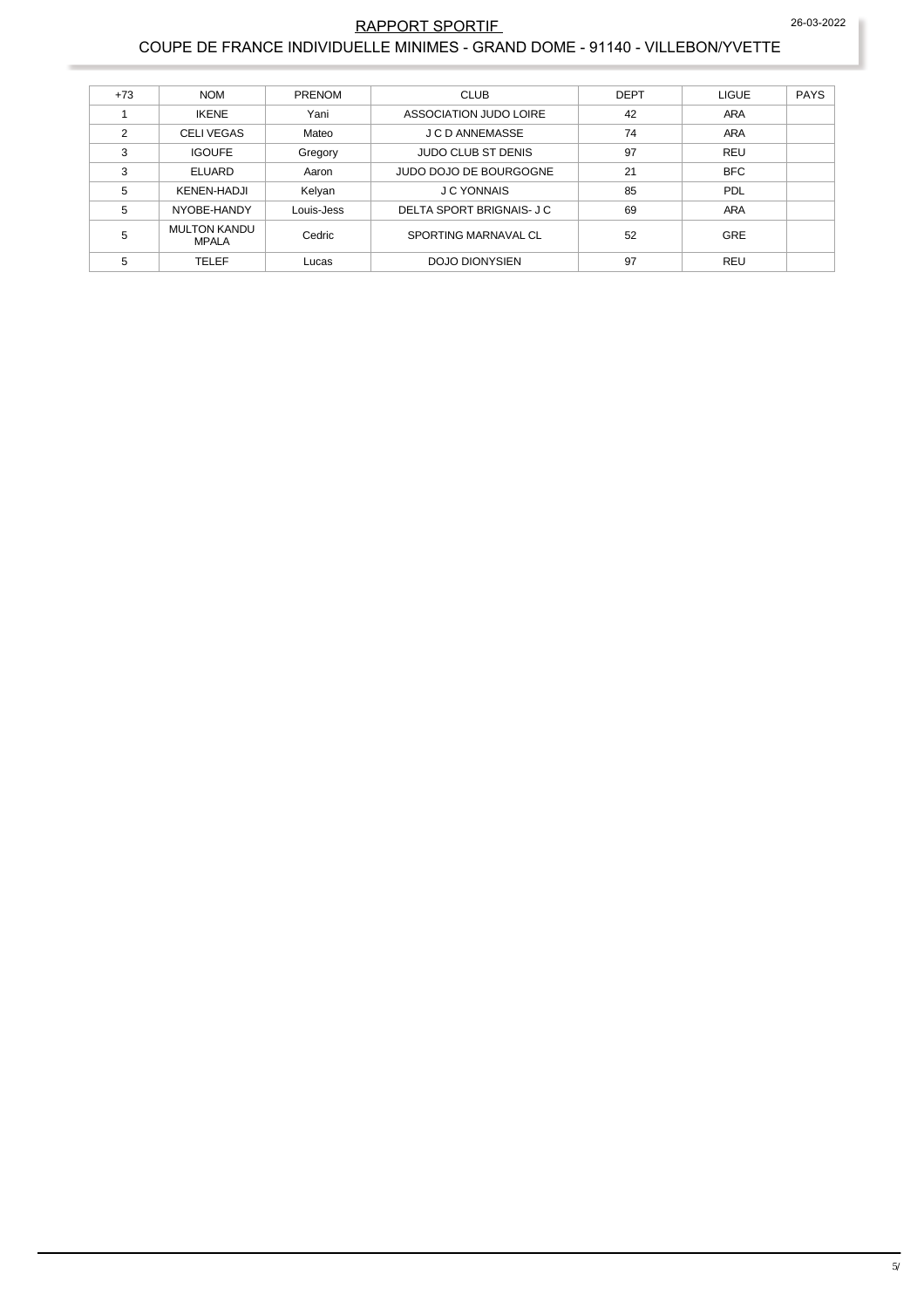| +73 | NOM | PRENOM | CLUB | DEPT | LIGUE | PAYS |
|---|---|---|---|---|---|---|
| 1 | IKENE | Yani | ASSOCIATION JUDO LOIRE | 42 | ARA | |
| 2 | CELI VEGAS | Mateo | J C D ANNEMASSE | 74 | ARA | |
| 3 | IGOUFE | Gregory | JUDO CLUB ST DENIS | 97 | REU | |
| 3 | ELUARD | Aaron | JUDO DOJO DE BOURGOGNE | 21 | BFC | |
| 5 | KENEN-HADJI | Kelyan | J C YONNAIS | 85 | PDL | |
| 5 | NYOBE-HANDY | Louis-Jess | DELTA SPORT BRIGNAIS- J C | 69 | ARA | |
| 5 | MULTON KANDU MPALA | Cedric | SPORTING MARNAVAL CL | 52 | GRE | |
| 5 | TELEF | Lucas | DOJO DIONYSIEN | 97 | REU | |